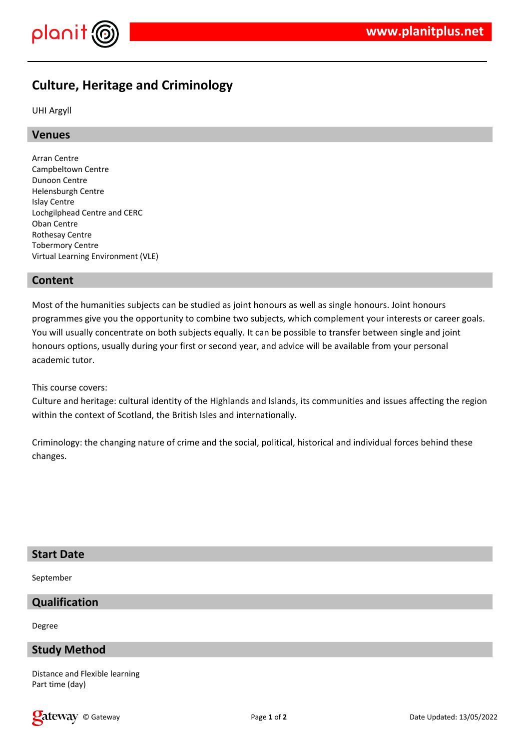# Culture, Heritage and Criminology

UHI Argyll

## Venues

Arran Centre
Campbeltown Centre
Dunoon Centre
Helensburgh Centre
Islay Centre
Lochgilphead Centre and CERC
Oban Centre
Rothesay Centre
Tobermory Centre
Virtual Learning Environment (VLE)

## Content

Most of the humanities subjects can be studied as joint honours as well as single honours. Joint honours programmes give you the opportunity to combine two subjects, which complement your interests or career goals. You will usually concentrate on both subjects equally. It can be possible to transfer between single and joint honours options, usually during your first or second year, and advice will be available from your personal academic tutor.

This course covers:
Culture and heritage: cultural identity of the Highlands and Islands, its communities and issues affecting the region within the context of Scotland, the British Isles and internationally.

Criminology: the changing nature of crime and the social, political, historical and individual forces behind these changes.

## Start Date

September

## Qualification

Degree

## Study Method

Distance and Flexible learning
Part time (day)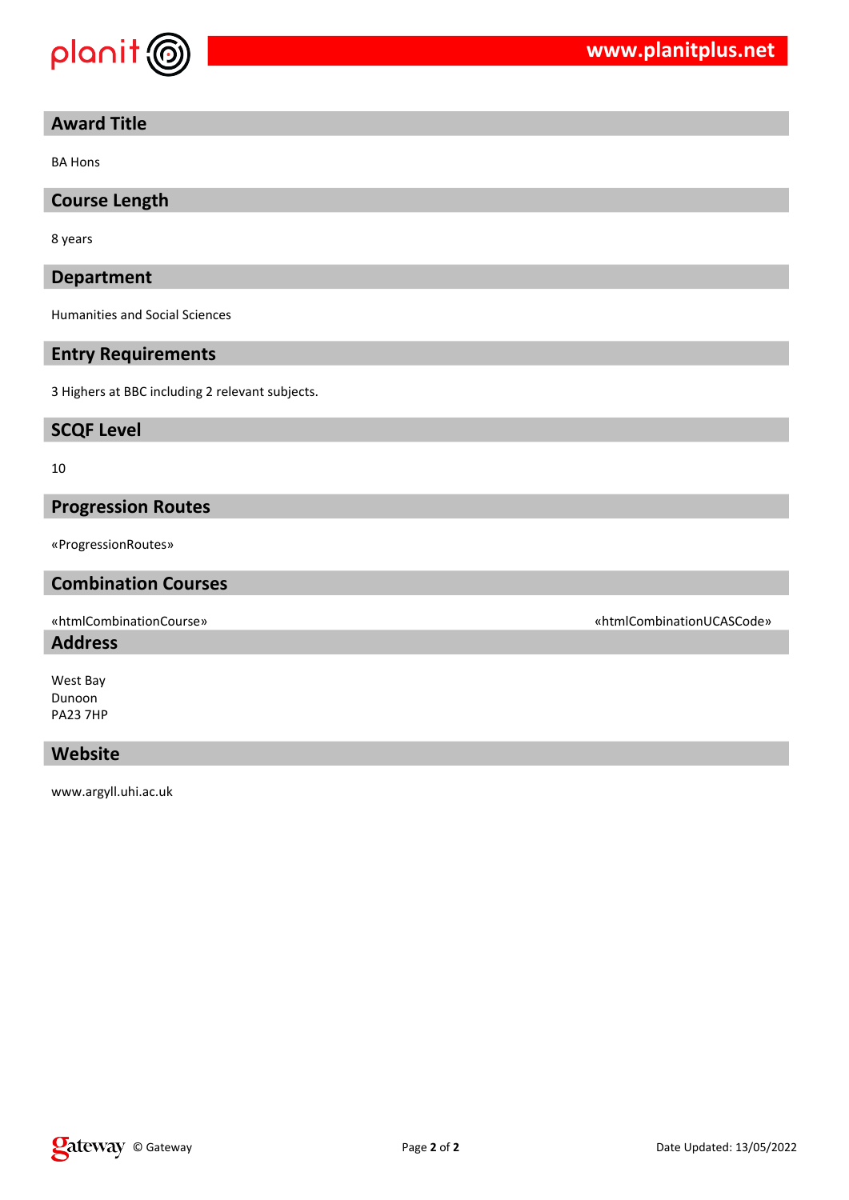## Award Title

BA Hons

## Course Length

8 years

## Department

Humanities and Social Sciences

## Entry Requirements

3 Highers at BBC including 2 relevant subjects.

## SCQF Level

10

## Progression Routes

«ProgressionRoutes»

## Combination Courses

«htmlCombinationCourse» «htmlCombinationUCASCode»

## Address

West Bay
Dunoon
PA23 7HP

## Website

www.argyll.uhi.ac.uk